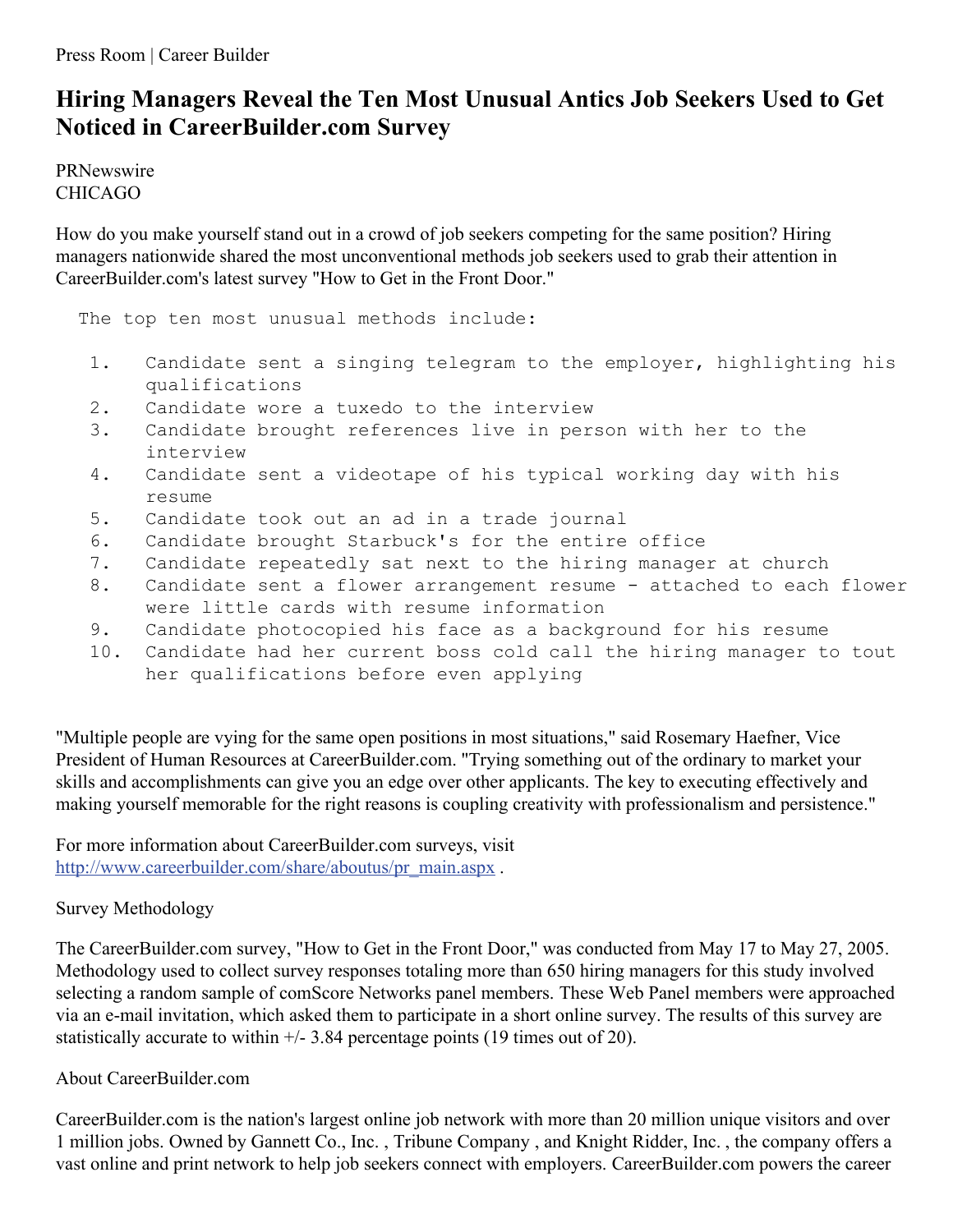Press Room | Career Builder

# Hiring Managers Reveal the Ten Most Unusual Antics Job Seekers Used to Get Noticed in CareerBuilder.com Survey

PRNewswire
CHICAGO

How do you make yourself stand out in a crowd of job seekers competing for the same position? Hiring managers nationwide shared the most unconventional methods job seekers used to grab their attention in CareerBuilder.com's latest survey "How to Get in the Front Door."

```
  The top ten most unusual methods include:

   1.   Candidate sent a singing telegram to the employer, highlighting his
        qualifications
   2.   Candidate wore a tuxedo to the interview
   3.   Candidate brought references live in person with her to the
        interview
   4.   Candidate sent a videotape of his typical working day with his
        resume
   5.   Candidate took out an ad in a trade journal
   6.   Candidate brought Starbuck's for the entire office
   7.   Candidate repeatedly sat next to the hiring manager at church
   8.   Candidate sent a flower arrangement resume - attached to each flower
        were little cards with resume information
   9.   Candidate photocopied his face as a background for his resume
   10.  Candidate had her current boss cold call the hiring manager to tout
        her qualifications before even applying
```

"Multiple people are vying for the same open positions in most situations," said Rosemary Haefner, Vice President of Human Resources at CareerBuilder.com. "Trying something out of the ordinary to market your skills and accomplishments can give you an edge over other applicants. The key to executing effectively and making yourself memorable for the right reasons is coupling creativity with professionalism and persistence."

For more information about CareerBuilder.com surveys, visit [http://www.careerbuilder.com/share/aboutus/pr_main.aspx](http://www.careerbuilder.com/share/aboutus/pr_main.aspx) .

Survey Methodology

The CareerBuilder.com survey, "How to Get in the Front Door," was conducted from May 17 to May 27, 2005. Methodology used to collect survey responses totaling more than 650 hiring managers for this study involved selecting a random sample of comScore Networks panel members. These Web Panel members were approached via an e-mail invitation, which asked them to participate in a short online survey. The results of this survey are statistically accurate to within +/- 3.84 percentage points (19 times out of 20).

About CareerBuilder.com

CareerBuilder.com is the nation's largest online job network with more than 20 million unique visitors and over 1 million jobs. Owned by Gannett Co., Inc. , Tribune Company , and Knight Ridder, Inc. , the company offers a vast online and print network to help job seekers connect with employers. CareerBuilder.com powers the career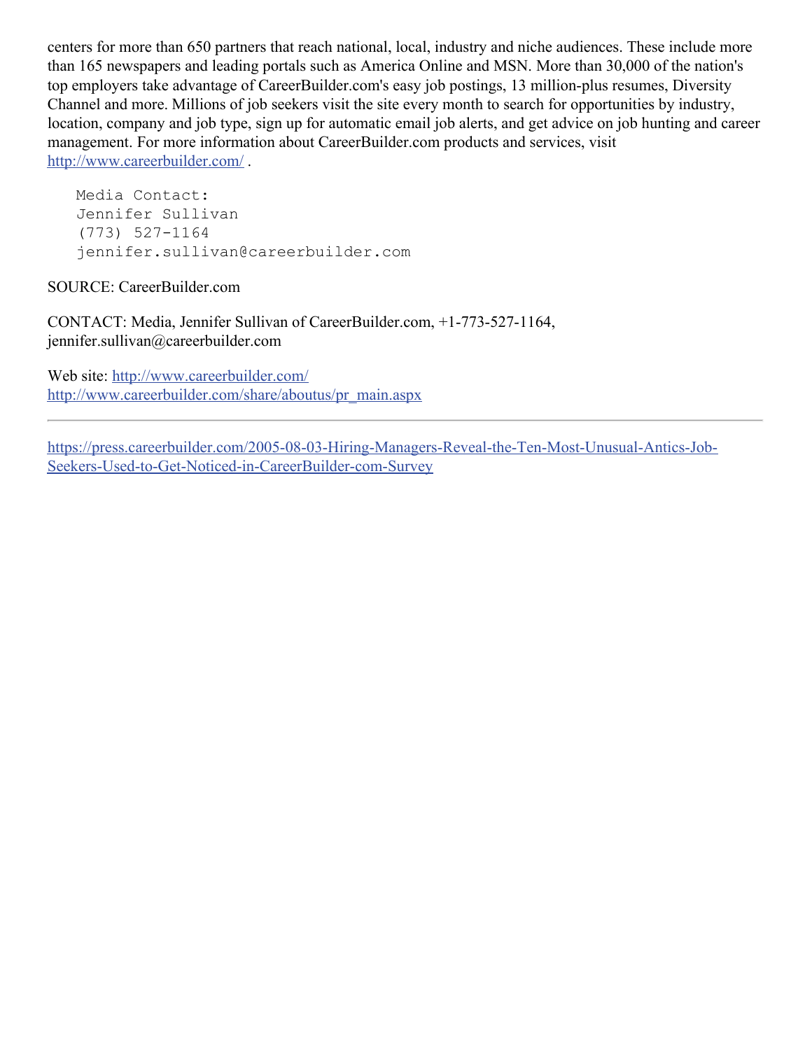centers for more than 650 partners that reach national, local, industry and niche audiences. These include more than 165 newspapers and leading portals such as America Online and MSN. More than 30,000 of the nation's top employers take advantage of CareerBuilder.com's easy job postings, 13 million-plus resumes, Diversity Channel and more. Millions of job seekers visit the site every month to search for opportunities by industry, location, company and job type, sign up for automatic email job alerts, and get advice on job hunting and career management. For more information about CareerBuilder.com products and services, visit http://www.careerbuilder.com/ .

```
Media Contact:
Jennifer Sullivan
(773) 527-1164
jennifer.sullivan@careerbuilder.com
```

SOURCE: CareerBuilder.com

CONTACT: Media, Jennifer Sullivan of CareerBuilder.com, +1-773-527-1164, jennifer.sullivan@careerbuilder.com

Web site: http://www.careerbuilder.com/
http://www.careerbuilder.com/share/aboutus/pr_main.aspx

---

https://press.careerbuilder.com/2005-08-03-Hiring-Managers-Reveal-the-Ten-Most-Unusual-Antics-Job-Seekers-Used-to-Get-Noticed-in-CareerBuilder-com-Survey